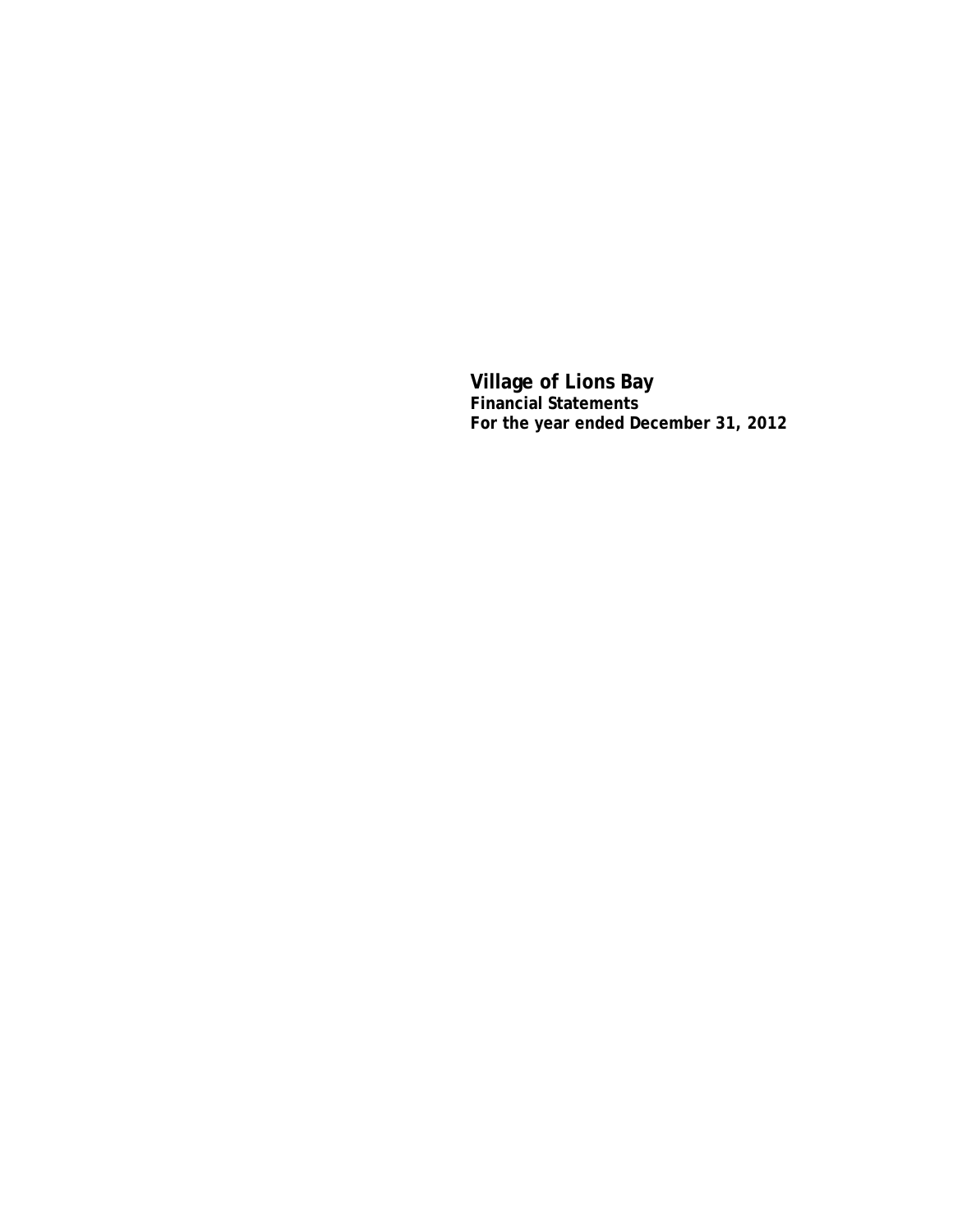# Village of Lions Bay

**Financial Statements**

**For the year ended December 31, 2012**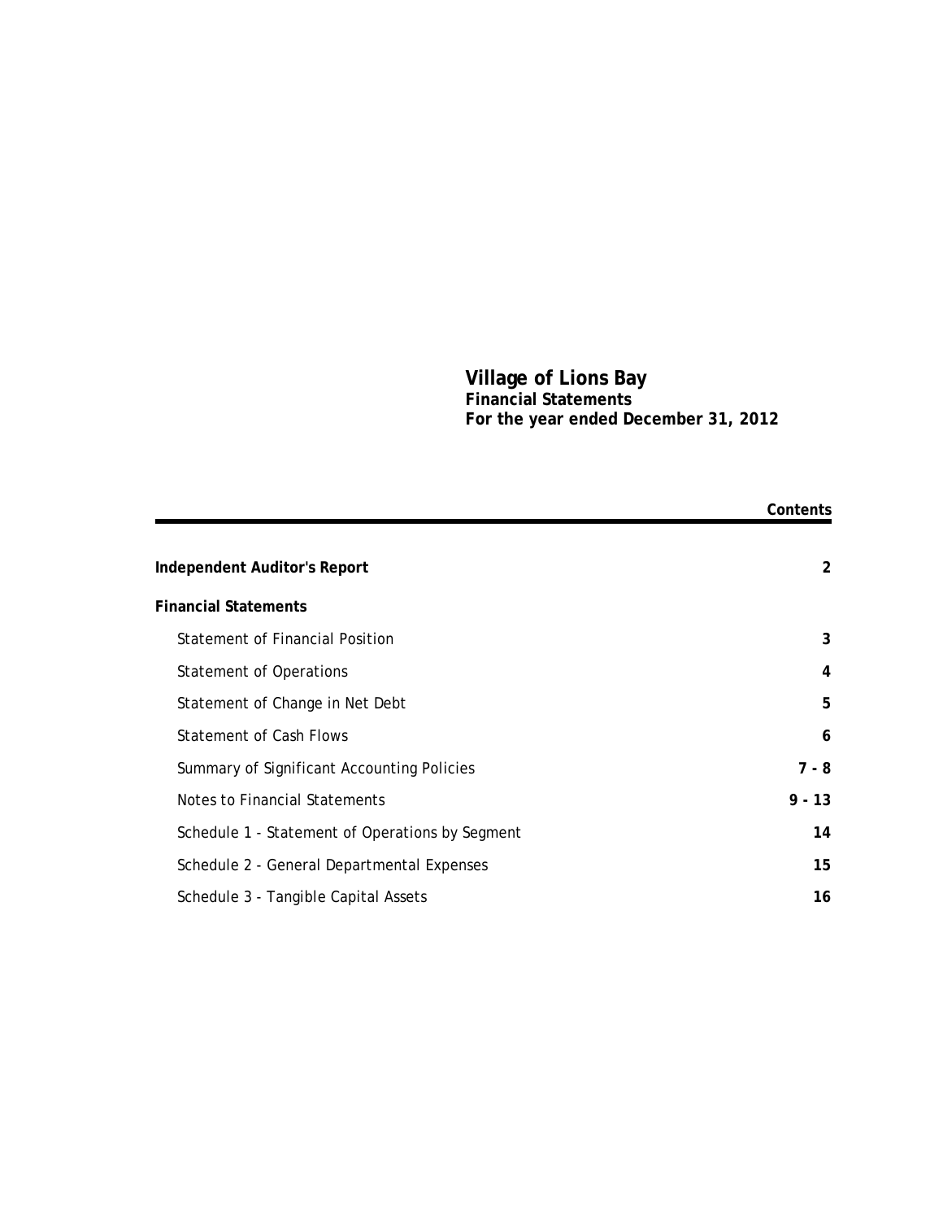# Village of Lions Bay
## Financial Statements
## For the year ended December 31, 2012

| | Contents |
|---|---|
| **Independent Auditor's Report** | **2** |
| **Financial Statements** | |
| Statement of Financial Position | **3** |
| Statement of Operations | **4** |
| Statement of Change in Net Debt | **5** |
| Statement of Cash Flows | **6** |
| Summary of Significant Accounting Policies | **7 - 8** |
| Notes to Financial Statements | **9 - 13** |
| Schedule 1 - Statement of Operations by Segment | **14** |
| Schedule 2 - General Departmental Expenses | **15** |
| Schedule 3 - Tangible Capital Assets | **16** |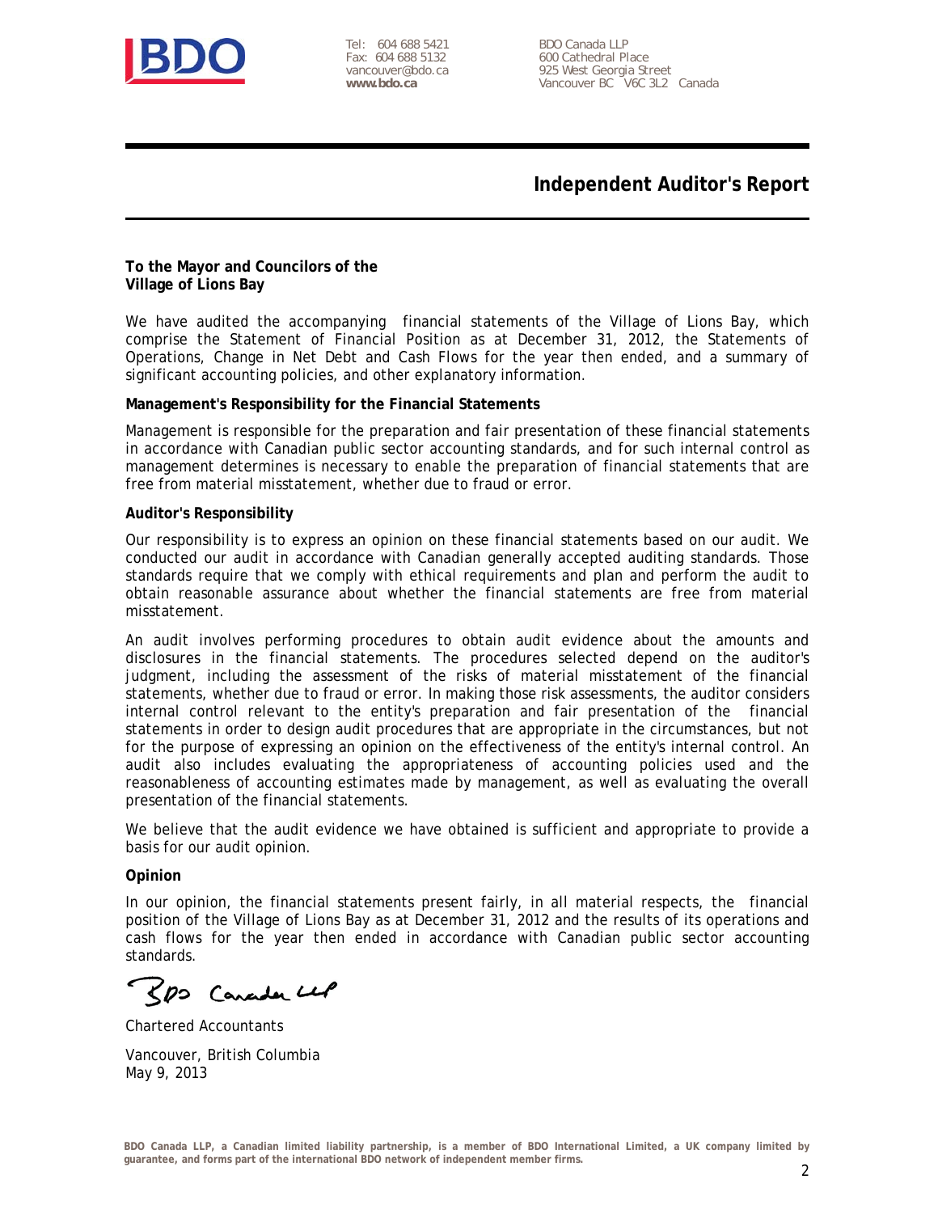BDO

Tel: 604 688 5421
Fax: 604 688 5132
vancouver@bdo.ca
**www.bdo.ca**

BDO Canada LLP
600 Cathedral Place
925 West Georgia Street
Vancouver BC V6C 3L2 Canada

# Independent Auditor's Report

**To the Mayor and Councilors of the**
**Village of Lions Bay**

We have audited the accompanying financial statements of the Village of Lions Bay, which comprise the Statement of Financial Position as at December 31, 2012, the Statements of Operations, Change in Net Debt and Cash Flows for the year then ended, and a summary of significant accounting policies, and other explanatory information.

**Management's Responsibility for the Financial Statements**

Management is responsible for the preparation and fair presentation of these financial statements in accordance with Canadian public sector accounting standards, and for such internal control as management determines is necessary to enable the preparation of financial statements that are free from material misstatement, whether due to fraud or error.

**Auditor's Responsibility**

Our responsibility is to express an opinion on these financial statements based on our audit. We conducted our audit in accordance with Canadian generally accepted auditing standards. Those standards require that we comply with ethical requirements and plan and perform the audit to obtain reasonable assurance about whether the financial statements are free from material misstatement.

An audit involves performing procedures to obtain audit evidence about the amounts and disclosures in the financial statements. The procedures selected depend on the auditor's judgment, including the assessment of the risks of material misstatement of the financial statements, whether due to fraud or error. In making those risk assessments, the auditor considers internal control relevant to the entity's preparation and fair presentation of the financial statements in order to design audit procedures that are appropriate in the circumstances, but not for the purpose of expressing an opinion on the effectiveness of the entity's internal control. An audit also includes evaluating the appropriateness of accounting policies used and the reasonableness of accounting estimates made by management, as well as evaluating the overall presentation of the financial statements.

We believe that the audit evidence we have obtained is sufficient and appropriate to provide a basis for our audit opinion.

**Opinion**

In our opinion, the financial statements present fairly, in all material respects, the financial position of the Village of Lions Bay as at December 31, 2012 and the results of its operations and cash flows for the year then ended in accordance with Canadian public sector accounting standards.

BDO Canada LLP

Chartered Accountants

Vancouver, British Columbia
May 9, 2013

**BDO Canada LLP, a Canadian limited liability partnership, is a member of BDO International Limited, a UK company limited by guarantee, and forms part of the international BDO network of independent member firms.**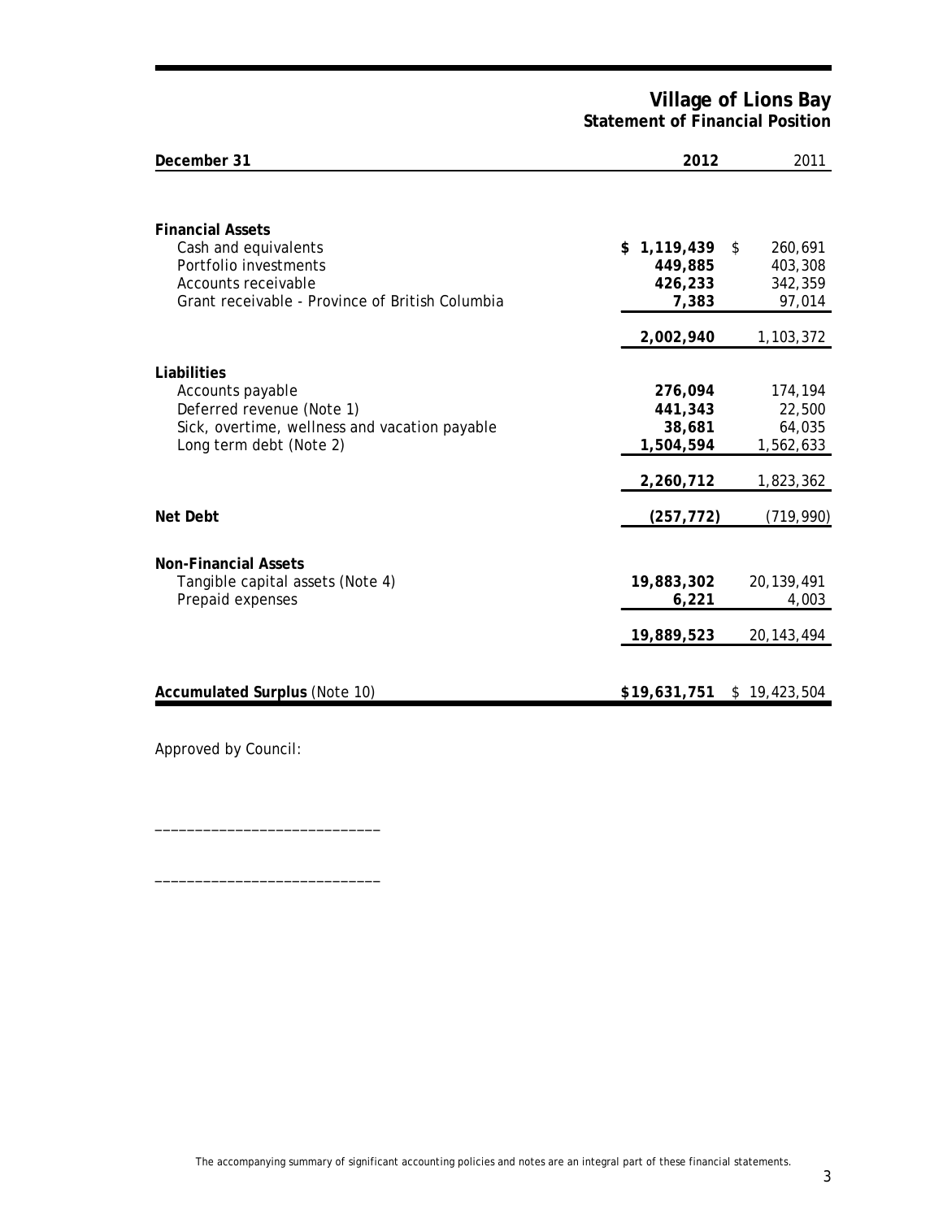# Village of Lions Bay
## Statement of Financial Position

| December 31 | 2012 | 2011 |
|---|---|---|
| **Financial Assets** | | |
| Cash and equivalents | **$ 1,119,439** | $ 260,691 |
| Portfolio investments | **449,885** | 403,308 |
| Accounts receivable | **426,233** | 342,359 |
| Grant receivable - Province of British Columbia | **7,383** | 97,014 |
| | **2,002,940** | 1,103,372 |
| **Liabilities** | | |
| Accounts payable | **276,094** | 174,194 |
| Deferred revenue (Note 1) | **441,343** | 22,500 |
| Sick, overtime, wellness and vacation payable | **38,681** | 64,035 |
| Long term debt (Note 2) | **1,504,594** | 1,562,633 |
| | **2,260,712** | 1,823,362 |
| **Net Debt** | **(257,772)** | (719,990) |
| **Non-Financial Assets** | | |
| Tangible capital assets (Note 4) | **19,883,302** | 20,139,491 |
| Prepaid expenses | **6,221** | 4,003 |
| | **19,889,523** | 20,143,494 |
| **Accumulated Surplus** (Note 10) | **$19,631,751** | $ 19,423,504 |

Approved by Council:

____________________________

____________________________

The accompanying summary of significant accounting policies and notes are an integral part of these financial statements.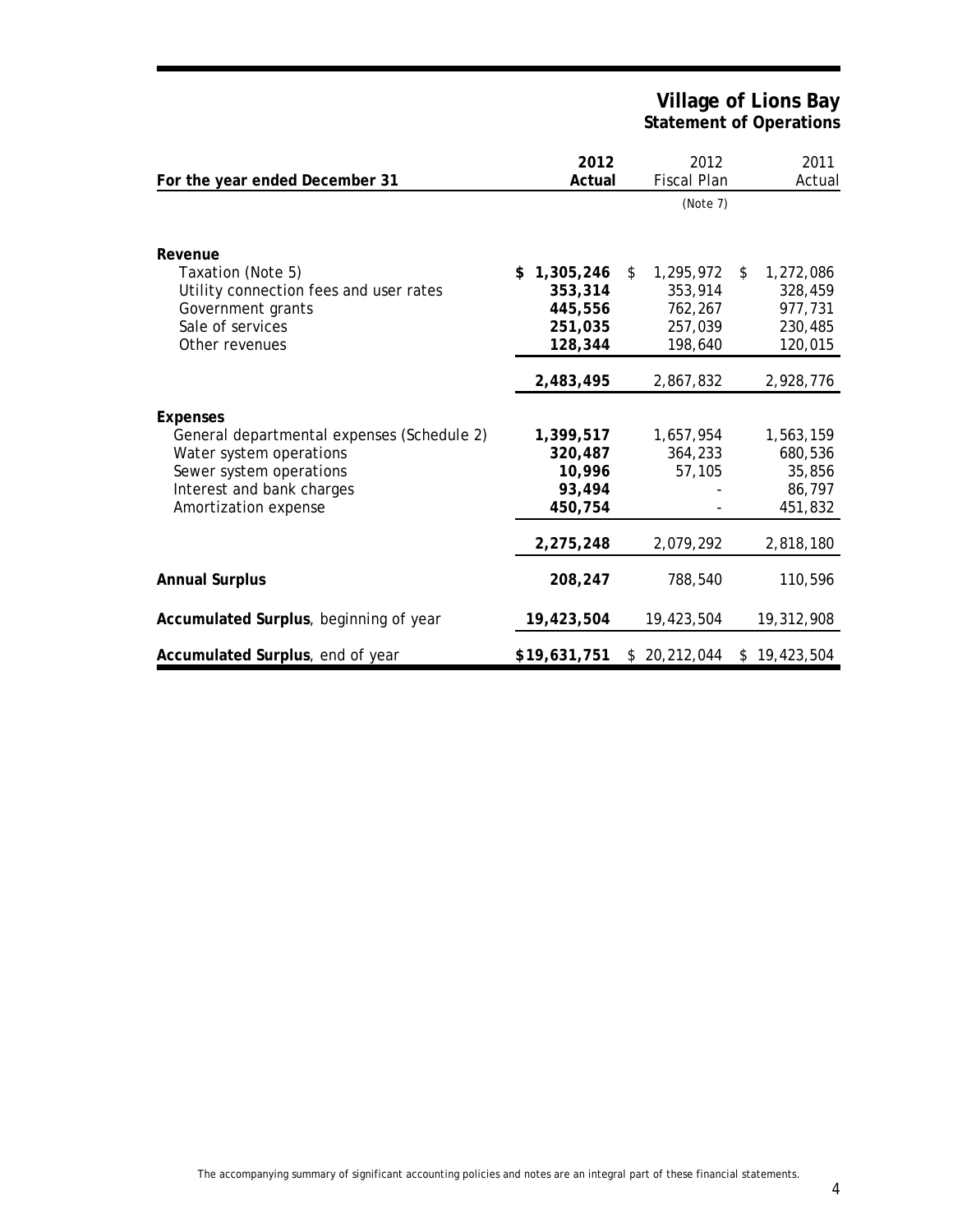# Village of Lions Bay
## Statement of Operations

| For the year ended December 31 | 2012 Actual | 2012 Fiscal Plan (Note 7) | 2011 Actual |
|---|---|---|---|
| **Revenue** | | | |
| Taxation (Note 5) | **$ 1,305,246** | $ 1,295,972 | $ 1,272,086 |
| Utility connection fees and user rates | **353,314** | 353,914 | 328,459 |
| Government grants | **445,556** | 762,267 | 977,731 |
| Sale of services | **251,035** | 257,039 | 230,485 |
| Other revenues | **128,344** | 198,640 | 120,015 |
| | **2,483,495** | 2,867,832 | 2,928,776 |
| **Expenses** | | | |
| General departmental expenses (Schedule 2) | **1,399,517** | 1,657,954 | 1,563,159 |
| Water system operations | **320,487** | 364,233 | 680,536 |
| Sewer system operations | **10,996** | 57,105 | 35,856 |
| Interest and bank charges | **93,494** | - | 86,797 |
| Amortization expense | **450,754** | - | 451,832 |
| | **2,275,248** | 2,079,292 | 2,818,180 |
| **Annual Surplus** | **208,247** | 788,540 | 110,596 |
| **Accumulated Surplus**, beginning of year | **19,423,504** | 19,423,504 | 19,312,908 |
| **Accumulated Surplus**, end of year | **$19,631,751** | $ 20,212,044 | $ 19,423,504 |

The accompanying summary of significant accounting policies and notes are an integral part of these financial statements.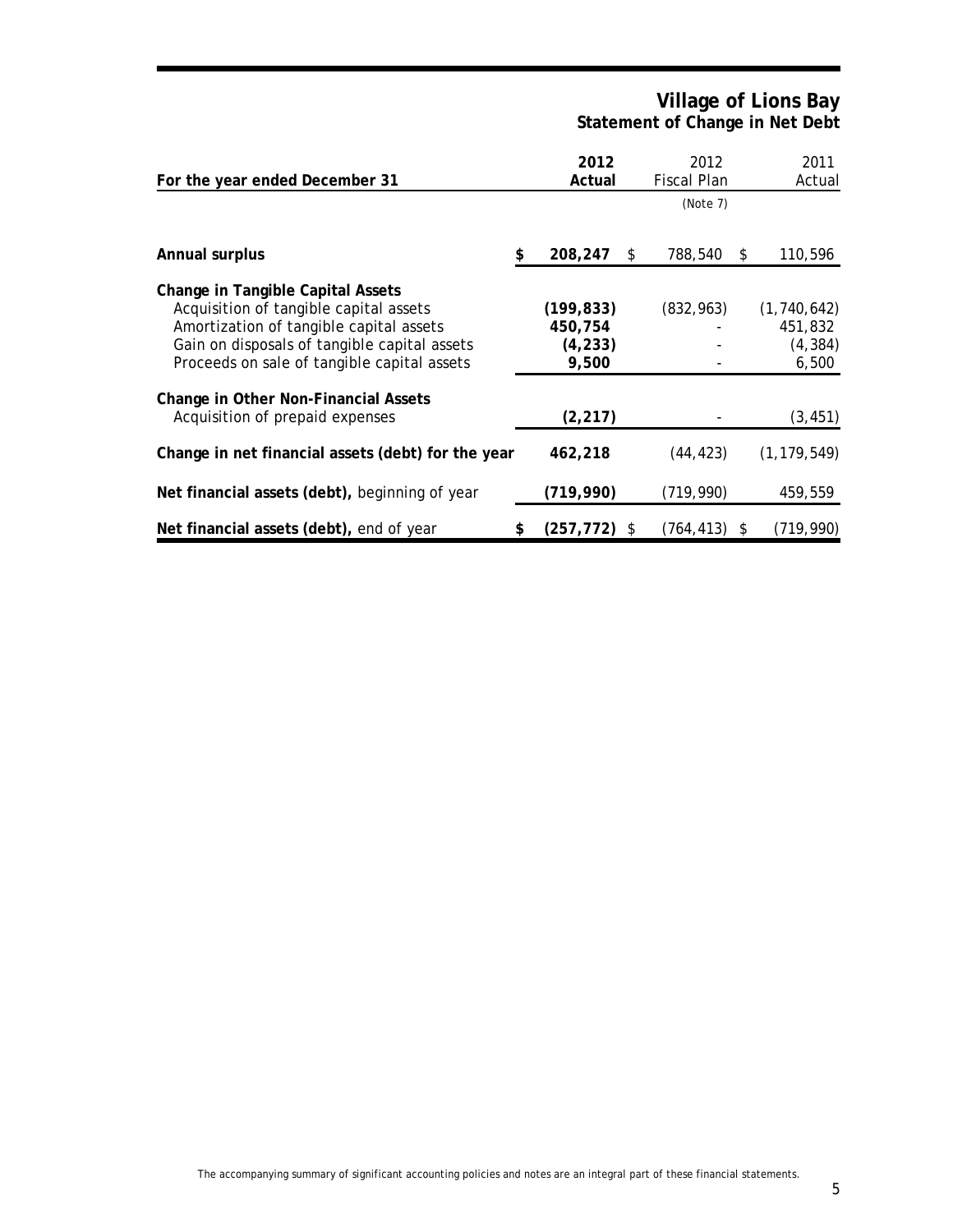# Village of Lions Bay

## Statement of Change in Net Debt

| For the year ended December 31 | 2012 Actual | 2012 Fiscal Plan (Note 7) | 2011 Actual |
|---|---|---|---|
| **Annual surplus** | **$ 208,247** | $ 788,540 | $ 110,596 |
| **Change in Tangible Capital Assets** | | | |
| Acquisition of tangible capital assets | **(199,833)** | (832,963) | (1,740,642) |
| Amortization of tangible capital assets | **450,754** | - | 451,832 |
| Gain on disposals of tangible capital assets | **(4,233)** | - | (4,384) |
| Proceeds on sale of tangible capital assets | **9,500** | - | 6,500 |
| **Change in Other Non-Financial Assets** | | | |
| Acquisition of prepaid expenses | **(2,217)** | - | (3,451) |
| **Change in net financial assets (debt) for the year** | **462,218** | (44,423) | (1,179,549) |
| **Net financial assets (debt),** beginning of year | **(719,990)** | (719,990) | 459,559 |
| **Net financial assets (debt),** end of year | **$ (257,772)** | $ (764,413) | $ (719,990) |

The accompanying summary of significant accounting policies and notes are an integral part of these financial statements.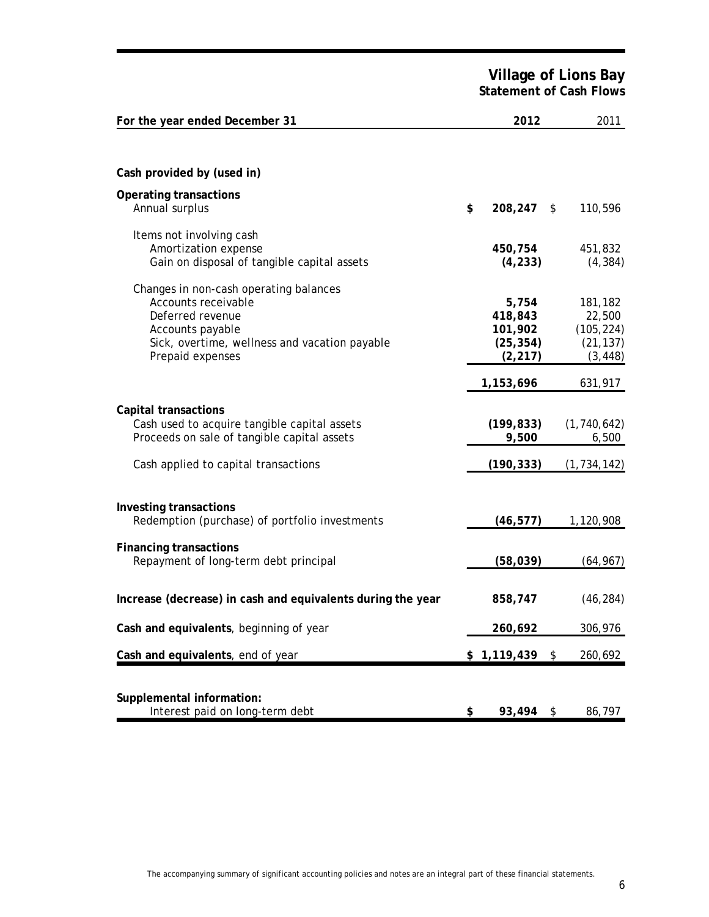# Village of Lions Bay
## Statement of Cash Flows

| For the year ended December 31 | 2012 | 2011 |
|---|---|---|
| **Cash provided by (used in)** | | |
| **Operating transactions** | | |
| Annual surplus | $ 208,247 | $ 110,596 |
| Items not involving cash | | |
| Amortization expense | 450,754 | 451,832 |
| Gain on disposal of tangible capital assets | (4,233) | (4,384) |
| Changes in non-cash operating balances | | |
| Accounts receivable | 5,754 | 181,182 |
| Deferred revenue | 418,843 | 22,500 |
| Accounts payable | 101,902 | (105,224) |
| Sick, overtime, wellness and vacation payable | (25,354) | (21,137) |
| Prepaid expenses | (2,217) | (3,448) |
| | 1,153,696 | 631,917 |
| **Capital transactions** | | |
| Cash used to acquire tangible capital assets | (199,833) | (1,740,642) |
| Proceeds on sale of tangible capital assets | 9,500 | 6,500 |
| Cash applied to capital transactions | (190,333) | (1,734,142) |
| **Investing transactions** | | |
| Redemption (purchase) of portfolio investments | (46,577) | 1,120,908 |
| **Financing transactions** | | |
| Repayment of long-term debt principal | (58,039) | (64,967) |
| **Increase (decrease) in cash and equivalents during the year** | 858,747 | (46,284) |
| **Cash and equivalents**, beginning of year | 260,692 | 306,976 |
| **Cash and equivalents**, end of year | $ 1,119,439 | $ 260,692 |
| **Supplemental information:** | | |
| Interest paid on long-term debt | $ 93,494 | $ 86,797 |

The accompanying summary of significant accounting policies and notes are an integral part of these financial statements.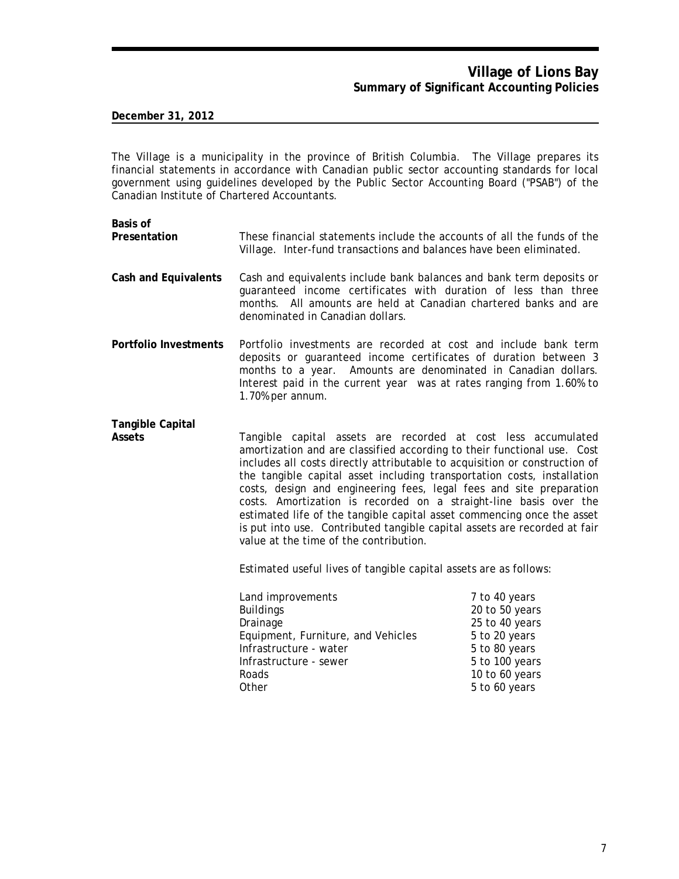# Village of Lions Bay
## Summary of Significant Accounting Policies

**December 31, 2012**

The Village is a municipality in the province of British Columbia. The Village prepares its financial statements in accordance with Canadian public sector accounting standards for local government using guidelines developed by the Public Sector Accounting Board ("PSAB") of the Canadian Institute of Chartered Accountants.

**Basis of Presentation**

These financial statements include the accounts of all the funds of the Village. Inter-fund transactions and balances have been eliminated.

**Cash and Equivalents**

Cash and equivalents include bank balances and bank term deposits or guaranteed income certificates with duration of less than three months. All amounts are held at Canadian chartered banks and are denominated in Canadian dollars.

**Portfolio Investments**

Portfolio investments are recorded at cost and include bank term deposits or guaranteed income certificates of duration between 3 months to a year. Amounts are denominated in Canadian dollars. Interest paid in the current year was at rates ranging from 1.60% to 1.70% per annum.

**Tangible Capital Assets**

Tangible capital assets are recorded at cost less accumulated amortization and are classified according to their functional use. Cost includes all costs directly attributable to acquisition or construction of the tangible capital asset including transportation costs, installation costs, design and engineering fees, legal fees and site preparation costs. Amortization is recorded on a straight-line basis over the estimated life of the tangible capital asset commencing once the asset is put into use. Contributed tangible capital assets are recorded at fair value at the time of the contribution.

Estimated useful lives of tangible capital assets are as follows:

| | |
|---|---|
| Land improvements | 7 to 40 years |
| Buildings | 20 to 50 years |
| Drainage | 25 to 40 years |
| Equipment, Furniture, and Vehicles | 5 to 20 years |
| Infrastructure - water | 5 to 80 years |
| Infrastructure - sewer | 5 to 100 years |
| Roads | 10 to 60 years |
| Other | 5 to 60 years |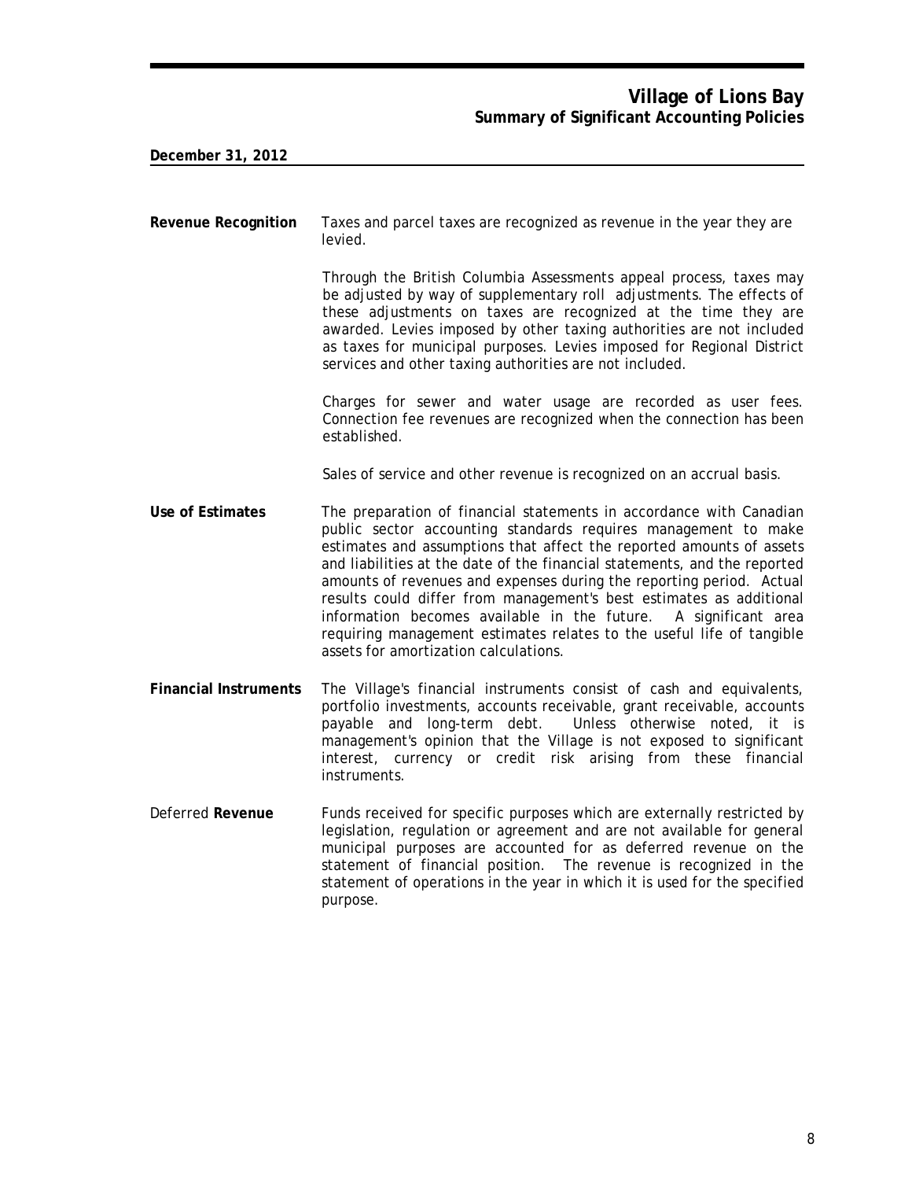# Village of Lions Bay
## Summary of Significant Accounting Policies

**December 31, 2012**

**Revenue Recognition**

Taxes and parcel taxes are recognized as revenue in the year they are levied.

Through the British Columbia Assessments appeal process, taxes may be adjusted by way of supplementary roll adjustments. The effects of these adjustments on taxes are recognized at the time they are awarded. Levies imposed by other taxing authorities are not included as taxes for municipal purposes. Levies imposed for Regional District services and other taxing authorities are not included.

Charges for sewer and water usage are recorded as user fees. Connection fee revenues are recognized when the connection has been established.

Sales of service and other revenue is recognized on an accrual basis.

**Use of Estimates**

The preparation of financial statements in accordance with Canadian public sector accounting standards requires management to make estimates and assumptions that affect the reported amounts of assets and liabilities at the date of the financial statements, and the reported amounts of revenues and expenses during the reporting period. Actual results could differ from management's best estimates as additional information becomes available in the future. A significant area requiring management estimates relates to the useful life of tangible assets for amortization calculations.

**Financial Instruments**

The Village's financial instruments consist of cash and equivalents, portfolio investments, accounts receivable, grant receivable, accounts payable and long-term debt. Unless otherwise noted, it is management's opinion that the Village is not exposed to significant interest, currency or credit risk arising from these financial instruments.

Deferred **Revenue**

Funds received for specific purposes which are externally restricted by legislation, regulation or agreement and are not available for general municipal purposes are accounted for as deferred revenue on the statement of financial position. The revenue is recognized in the statement of operations in the year in which it is used for the specified purpose.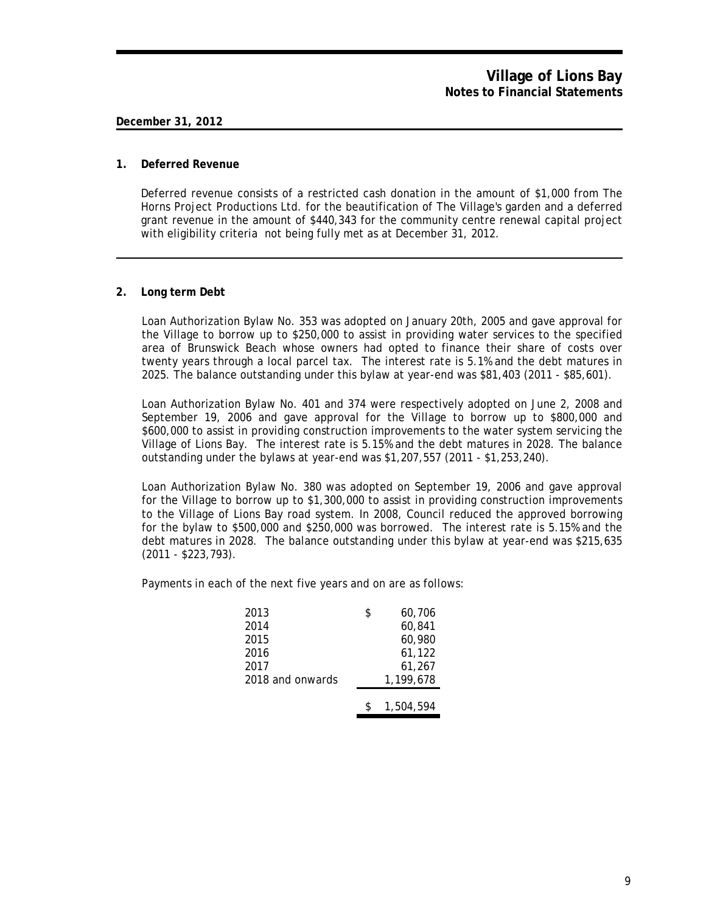**Village of Lions Bay**
**Notes to Financial Statements**

**December 31, 2012**

## 1. Deferred Revenue

Deferred revenue consists of a restricted cash donation in the amount of $1,000 from The Horns Project Productions Ltd. for the beautification of The Village's garden and a deferred grant revenue in the amount of $440,343 for the community centre renewal capital project with eligibility criteria not being fully met as at December 31, 2012.

## 2. Long term Debt

Loan Authorization Bylaw No. 353 was adopted on January 20th, 2005 and gave approval for the Village to borrow up to $250,000 to assist in providing water services to the specified area of Brunswick Beach whose owners had opted to finance their share of costs over twenty years through a local parcel tax. The interest rate is 5.1% and the debt matures in 2025. The balance outstanding under this bylaw at year-end was $81,403 (2011 - $85,601).

Loan Authorization Bylaw No. 401 and 374 were respectively adopted on June 2, 2008 and September 19, 2006 and gave approval for the Village to borrow up to $800,000 and $600,000 to assist in providing construction improvements to the water system servicing the Village of Lions Bay. The interest rate is 5.15% and the debt matures in 2028. The balance outstanding under the bylaws at year-end was $1,207,557 (2011 - $1,253,240).

Loan Authorization Bylaw No. 380 was adopted on September 19, 2006 and gave approval for the Village to borrow up to $1,300,000 to assist in providing construction improvements to the Village of Lions Bay road system. In 2008, Council reduced the approved borrowing for the bylaw to $500,000 and $250,000 was borrowed. The interest rate is 5.15% and the debt matures in 2028. The balance outstanding under this bylaw at year-end was $215,635 (2011 - $223,793).

Payments in each of the next five years and on are as follows:

| | |
|---|---|
| 2013 | $ 60,706 |
| 2014 | 60,841 |
| 2015 | 60,980 |
| 2016 | 61,122 |
| 2017 | 61,267 |
| 2018 and onwards | 1,199,678 |
| | $ 1,504,594 |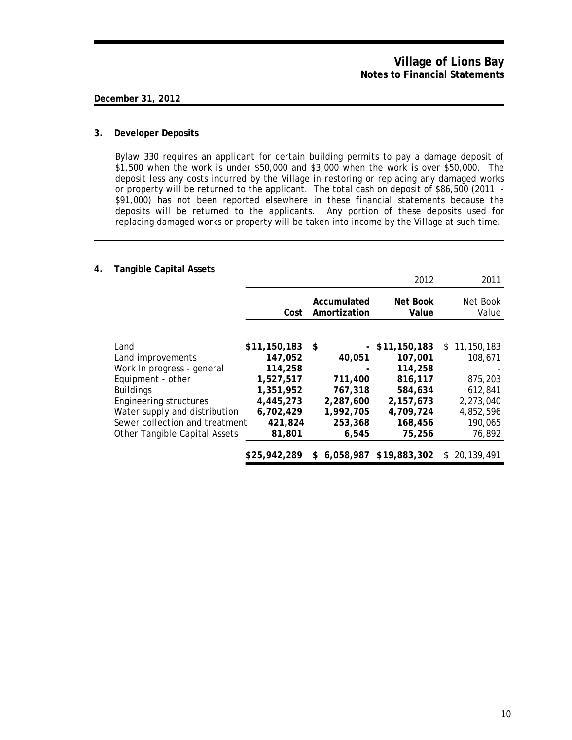**Village of Lions Bay**
**Notes to Financial Statements**

**December 31, 2012**

## 3. Developer Deposits

Bylaw 330 requires an applicant for certain building permits to pay a damage deposit of $1,500 when the work is under $50,000 and $3,000 when the work is over $50,000. The deposit less any costs incurred by the Village in restoring or replacing any damaged works or property will be returned to the applicant. The total cash on deposit of $86,500 (2011 - $91,000) has not been reported elsewhere in these financial statements because the deposits will be returned to the applicants. Any portion of these deposits used for replacing damaged works or property will be taken into income by the Village at such time.

## 4. Tangible Capital Assets

| | | | 2012 | 2011 |
|---|---|---|---|---|
| | **Cost** | **Accumulated Amortization** | **Net Book Value** | Net Book Value |
| Land | **$11,150,183** | **$ -** | **$11,150,183** | $ 11,150,183 |
| Land improvements | **147,052** | **40,051** | **107,001** | 108,671 |
| Work In progress - general | **114,258** | **-** | **114,258** | - |
| Equipment - other | **1,527,517** | **711,400** | **816,117** | 875,203 |
| Buildings | **1,351,952** | **767,318** | **584,634** | 612,841 |
| Engineering structures | **4,445,273** | **2,287,600** | **2,157,673** | 2,273,040 |
| Water supply and distribution | **6,702,429** | **1,992,705** | **4,709,724** | 4,852,596 |
| Sewer collection and treatment | **421,824** | **253,368** | **168,456** | 190,065 |
| Other Tangible Capital Assets | **81,801** | **6,545** | **75,256** | 76,892 |
| | **$25,942,289** | **$ 6,058,987** | **$19,883,302** | $ 20,139,491 |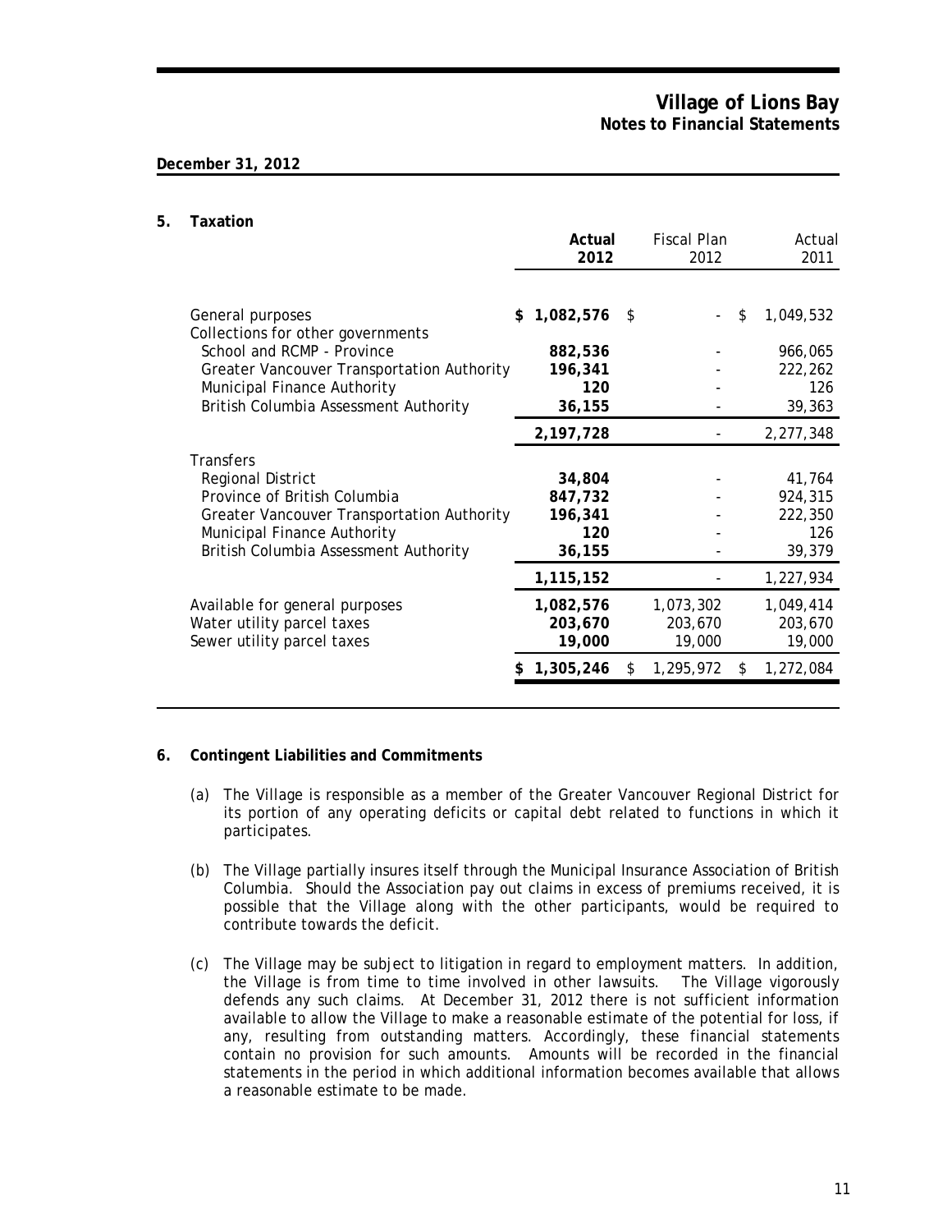**December 31, 2012**

## 5. Taxation

| | Actual 2012 | Fiscal Plan 2012 | Actual 2011 |
|---|---|---|---|
| General purposes | **$ 1,082,576** | $ - | $ 1,049,532 |
| Collections for other governments | | | |
| School and RCMP - Province | **882,536** | - | 966,065 |
| Greater Vancouver Transportation Authority | **196,341** | - | 222,262 |
| Municipal Finance Authority | **120** | - | 126 |
| British Columbia Assessment Authority | **36,155** | - | 39,363 |
| | **2,197,728** | - | 2,277,348 |
| Transfers | | | |
| Regional District | **34,804** | - | 41,764 |
| Province of British Columbia | **847,732** | - | 924,315 |
| Greater Vancouver Transportation Authority | **196,341** | - | 222,350 |
| Municipal Finance Authority | **120** | - | 126 |
| British Columbia Assessment Authority | **36,155** | - | 39,379 |
| | **1,115,152** | - | 1,227,934 |
| Available for general purposes | **1,082,576** | 1,073,302 | 1,049,414 |
| Water utility parcel taxes | **203,670** | 203,670 | 203,670 |
| Sewer utility parcel taxes | **19,000** | 19,000 | 19,000 |
| | **$ 1,305,246** | $ 1,295,972 | $ 1,272,084 |

## 6. Contingent Liabilities and Commitments

(a) The Village is responsible as a member of the Greater Vancouver Regional District for its portion of any operating deficits or capital debt related to functions in which it participates.

(b) The Village partially insures itself through the Municipal Insurance Association of British Columbia. Should the Association pay out claims in excess of premiums received, it is possible that the Village along with the other participants, would be required to contribute towards the deficit.

(c) The Village may be subject to litigation in regard to employment matters. In addition, the Village is from time to time involved in other lawsuits. The Village vigorously defends any such claims. At December 31, 2012 there is not sufficient information available to allow the Village to make a reasonable estimate of the potential for loss, if any, resulting from outstanding matters. Accordingly, these financial statements contain no provision for such amounts. Amounts will be recorded in the financial statements in the period in which additional information becomes available that allows a reasonable estimate to be made.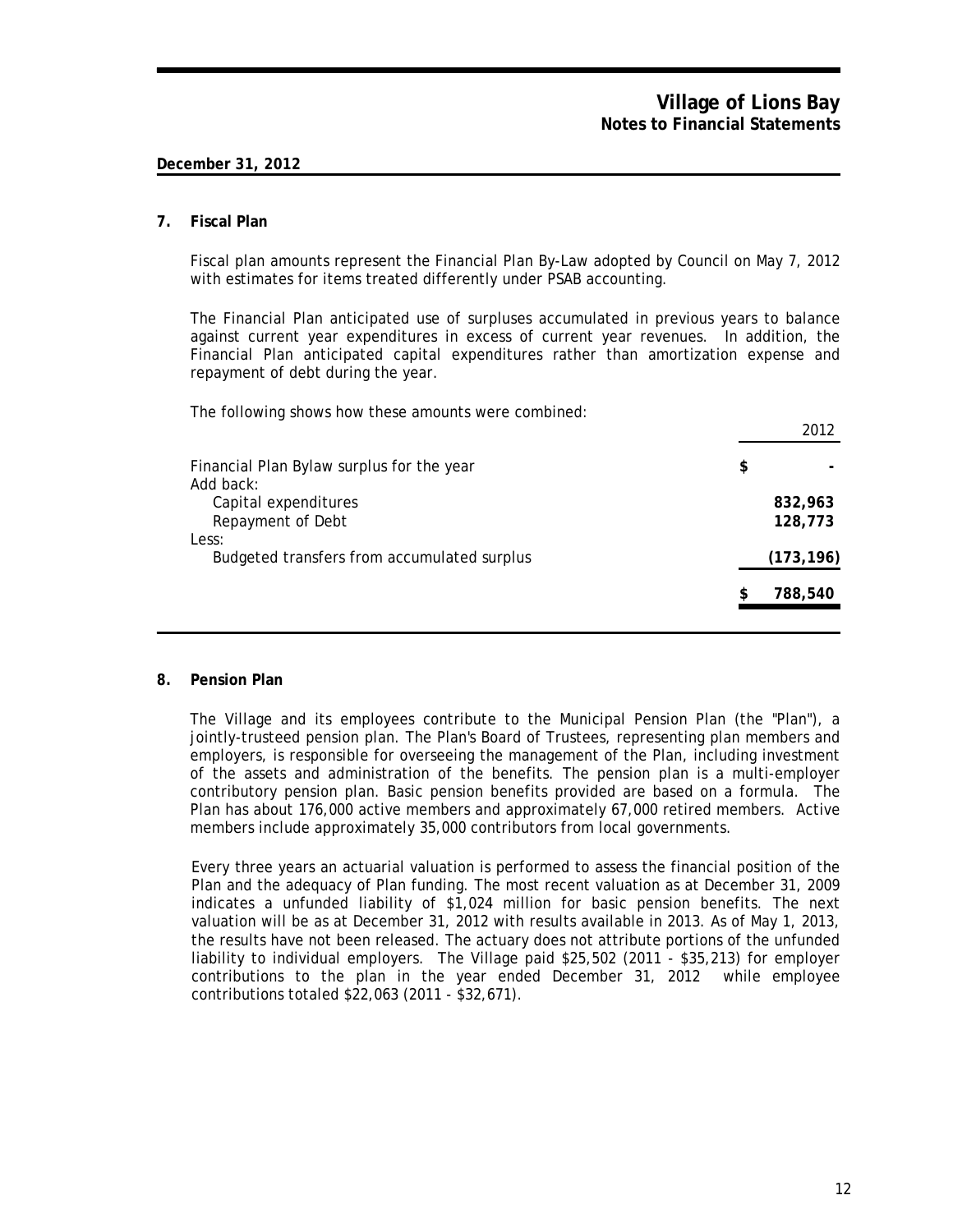# Village of Lions Bay
## Notes to Financial Statements

**December 31, 2012**

### 7. Fiscal Plan

Fiscal plan amounts represent the Financial Plan By-Law adopted by Council on May 7, 2012 with estimates for items treated differently under PSAB accounting.

The Financial Plan anticipated use of surpluses accumulated in previous years to balance against current year expenditures in excess of current year revenues. In addition, the Financial Plan anticipated capital expenditures rather than amortization expense and repayment of debt during the year.

The following shows how these amounts were combined:

| | 2012 |
|---|---|
| Financial Plan Bylaw surplus for the year | $ - |
| Add back: | |
| Capital expenditures | **832,963** |
| Repayment of Debt | **128,773** |
| Less: | |
| Budgeted transfers from accumulated surplus | **(173,196)** |
| | **$ 788,540** |

### 8. Pension Plan

The Village and its employees contribute to the Municipal Pension Plan (the "Plan"), a jointly-trusteed pension plan. The Plan's Board of Trustees, representing plan members and employers, is responsible for overseeing the management of the Plan, including investment of the assets and administration of the benefits. The pension plan is a multi-employer contributory pension plan. Basic pension benefits provided are based on a formula. The Plan has about 176,000 active members and approximately 67,000 retired members. Active members include approximately 35,000 contributors from local governments.

Every three years an actuarial valuation is performed to assess the financial position of the Plan and the adequacy of Plan funding. The most recent valuation as at December 31, 2009 indicates a unfunded liability of $1,024 million for basic pension benefits. The next valuation will be as at December 31, 2012 with results available in 2013. As of May 1, 2013, the results have not been released. The actuary does not attribute portions of the unfunded liability to individual employers. The Village paid $25,502 (2011 - $35,213) for employer contributions to the plan in the year ended December 31, 2012 while employee contributions totaled $22,063 (2011 - $32,671).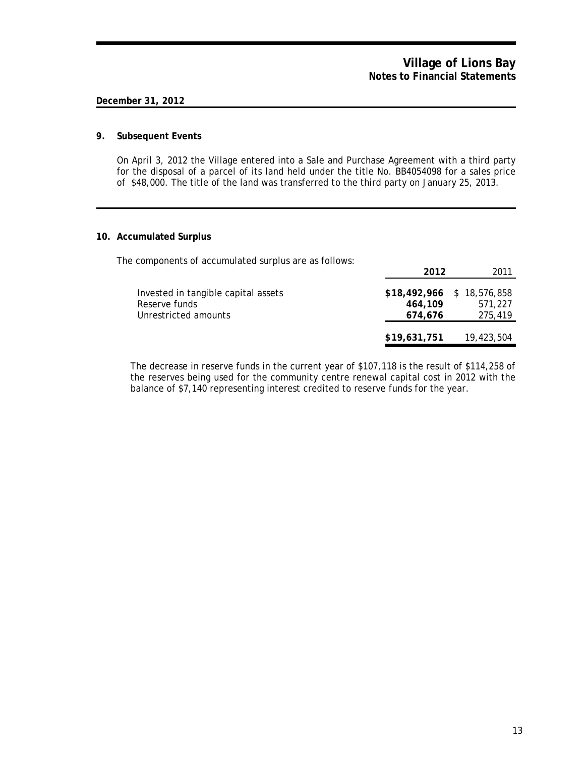**December 31, 2012**

## 9. Subsequent Events

On April 3, 2012 the Village entered into a Sale and Purchase Agreement with a third party for the disposal of a parcel of its land held under the title No. BB4054098 for a sales price of $48,000. The title of the land was transferred to the third party on January 25, 2013.

## 10. Accumulated Surplus

The components of accumulated surplus are as follows:

| | **2012** | 2011 |
|---|---|---|
| Invested in tangible capital assets | **$18,492,966** | $ 18,576,858 |
| Reserve funds | **464,109** | 571,227 |
| Unrestricted amounts | **674,676** | 275,419 |
| | **$19,631,751** | 19,423,504 |

The decrease in reserve funds in the current year of $107,118 is the result of $114,258 of the reserves being used for the community centre renewal capital cost in 2012 with the balance of $7,140 representing interest credited to reserve funds for the year.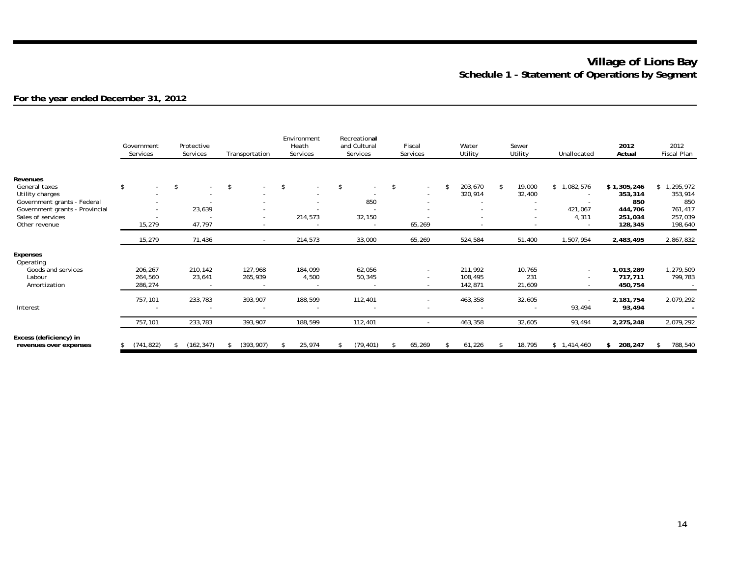# Village of Lions Bay

## Schedule 1 - Statement of Operations by Segment

### For the year ended December 31, 2012

| | Government Services | Protective Services | Transportation | Environment Heath Services | Recreational and Cultural Services | Fiscal Services | Water Utility | Sewer Utility | Unallocated | **2012 Actual** | 2012 Fiscal Plan |
|---|---|---|---|---|---|---|---|---|---|---|---|
| **Revenues** | | | | | | | | | | | |
| General taxes | $ - | $ - | $ - | $ - | $ - | $ - | $ 203,670 | $ 19,000 | $ 1,082,576 | **$ 1,305,246** | $ 1,295,972 |
| Utility charges | - | - | - | - | - | - | 320,914 | 32,400 | - | **353,314** | 353,914 |
| Government grants - Federal | - | - | - | - | 850 | - | - | - | - | **850** | 850 |
| Government grants - Provincial | - | 23,639 | - | - | - | - | - | - | 421,067 | **444,706** | 761,417 |
| Sales of services | - | - | - | 214,573 | 32,150 | - | - | - | 4,311 | **251,034** | 257,039 |
| Other revenue | 15,279 | 47,797 | - | - | - | 65,269 | - | - | - | **128,345** | 198,640 |
| | 15,279 | 71,436 | - | 214,573 | 33,000 | 65,269 | 524,584 | 51,400 | 1,507,954 | **2,483,495** | 2,867,832 |
| **Expenses** | | | | | | | | | | | |
| Operating | | | | | | | | | | | |
| Goods and services | 206,267 | 210,142 | 127,968 | 184,099 | 62,056 | - | 211,992 | 10,765 | - | **1,013,289** | 1,279,509 |
| Labour | 264,560 | 23,641 | 265,939 | 4,500 | 50,345 | - | 108,495 | 231 | - | **717,711** | 799,783 |
| Amortization | 286,274 | - | - | - | - | - | 142,871 | 21,609 | - | **450,754** | - |
| | 757,101 | 233,783 | 393,907 | 188,599 | 112,401 | - | 463,358 | 32,605 | - | **2,181,754** | 2,079,292 |
| Interest | - | - | - | - | - | - | - | - | 93,494 | **93,494** | **-** |
| | 757,101 | 233,783 | 393,907 | 188,599 | 112,401 | - | 463,358 | 32,605 | 93,494 | **2,275,248** | 2,079,292 |
| **Excess (deficiency) in revenues over expenses** | $ (741,822) | $ (162,347) | $ (393,907) | $ 25,974 | $ (79,401) | $ 65,269 | $ 61,226 | $ 18,795 | $ 1,414,460 | **$ 208,247** | $ 788,540 |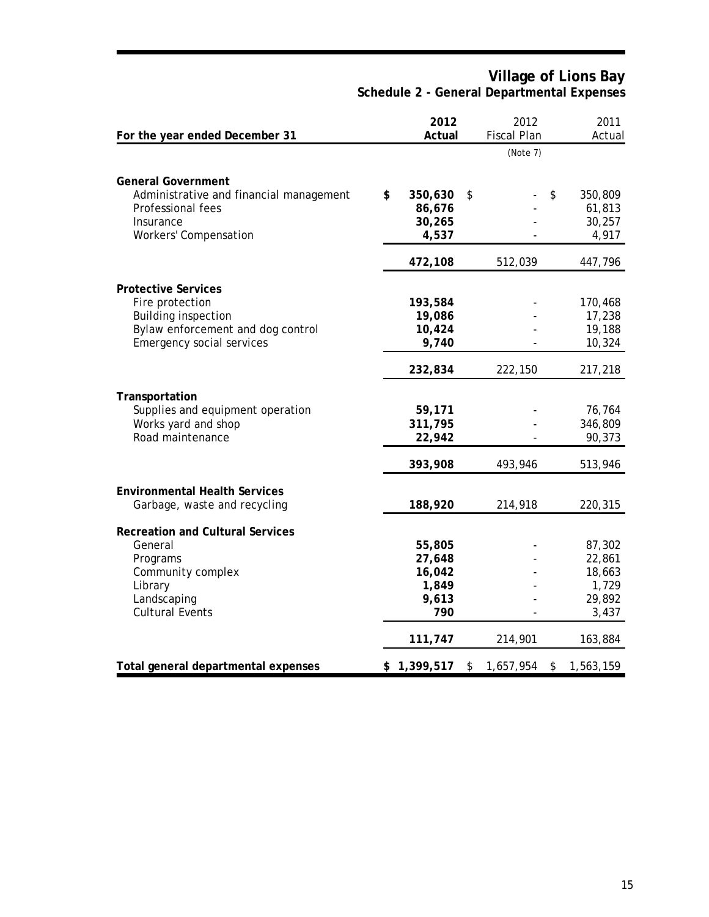# Village of Lions Bay

## Schedule 2 - General Departmental Expenses

| For the year ended December 31 | 2012 Actual | 2012 Fiscal Plan (Note 7) | 2011 Actual |
|---|---|---|---|
| **General Government** | | | |
| Administrative and financial management | **$ 350,630** | $ - | $ 350,809 |
| Professional fees | **86,676** | - | 61,813 |
| Insurance | **30,265** | - | 30,257 |
| Workers' Compensation | **4,537** | - | 4,917 |
| | **472,108** | 512,039 | 447,796 |
| **Protective Services** | | | |
| Fire protection | **193,584** | - | 170,468 |
| Building inspection | **19,086** | - | 17,238 |
| Bylaw enforcement and dog control | **10,424** | - | 19,188 |
| Emergency social services | **9,740** | - | 10,324 |
| | **232,834** | 222,150 | 217,218 |
| **Transportation** | | | |
| Supplies and equipment operation | **59,171** | - | 76,764 |
| Works yard and shop | **311,795** | - | 346,809 |
| Road maintenance | **22,942** | - | 90,373 |
| | **393,908** | 493,946 | 513,946 |
| **Environmental Health Services** | | | |
| Garbage, waste and recycling | **188,920** | 214,918 | 220,315 |
| **Recreation and Cultural Services** | | | |
| General | **55,805** | - | 87,302 |
| Programs | **27,648** | - | 22,861 |
| Community complex | **16,042** | - | 18,663 |
| Library | **1,849** | - | 1,729 |
| Landscaping | **9,613** | - | 29,892 |
| Cultural Events | **790** | - | 3,437 |
| | **111,747** | 214,901 | 163,884 |
| **Total general departmental expenses** | **$ 1,399,517** | $ 1,657,954 | $ 1,563,159 |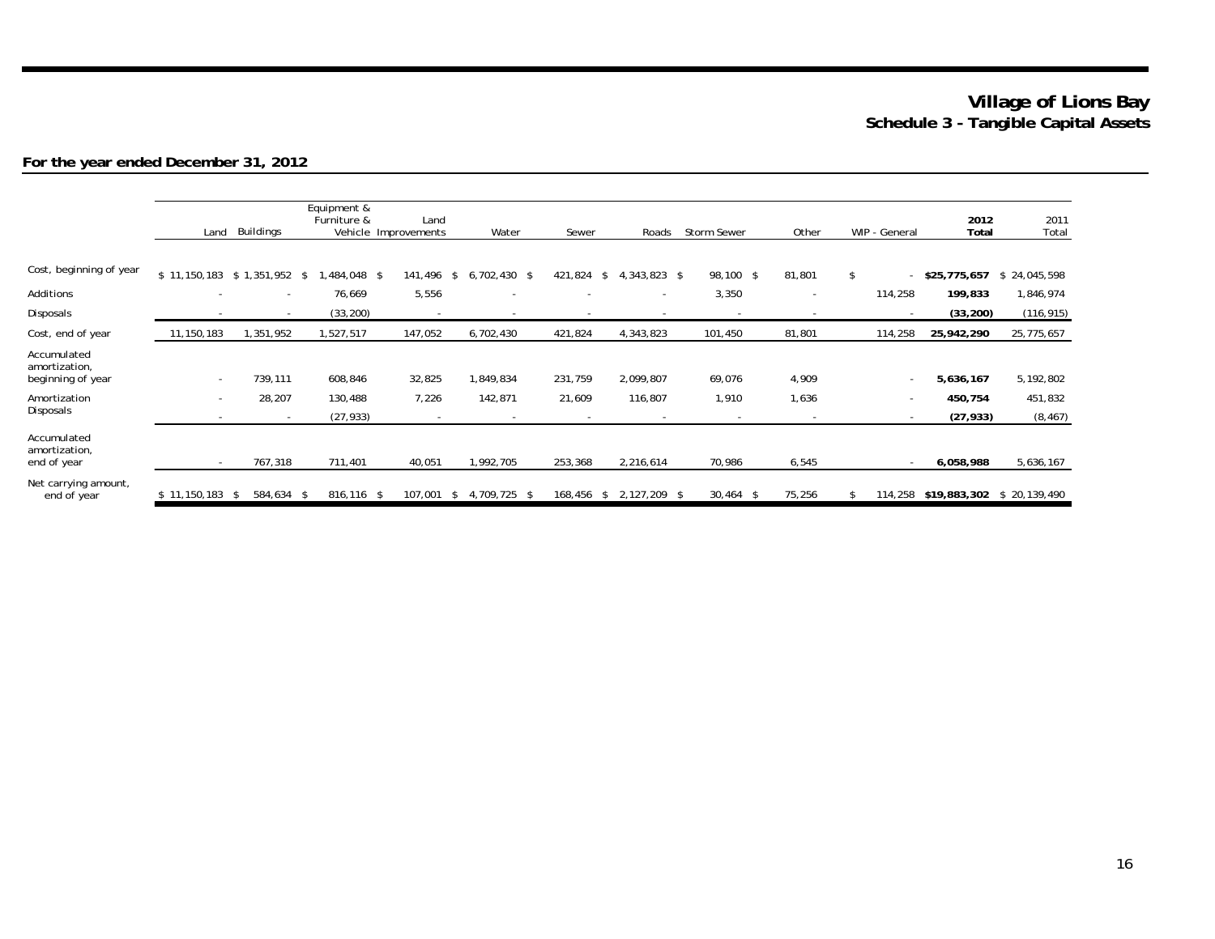# Village of Lions Bay
## Schedule 3 - Tangible Capital Assets

**For the year ended December 31, 2012**

| | Land | Buildings | Equipment & Furniture & Vehicle | Land Improvements | Water | Sewer | Roads | Storm Sewer | Other | WIP - General | **2012 Total** | 2011 Total |
|---|---|---|---|---|---|---|---|---|---|---|---|---|
| Cost, beginning of year | $ 11,150,183 | $ 1,351,952 | $ 1,484,048 | $ 141,496 | $ 6,702,430 | $ 421,824 | $ 4,343,823 | $ 98,100 | $ 81,801 | $ - | **$25,775,657** | $ 24,045,598 |
| Additions | - | - | 76,669 | 5,556 | - | - | - | 3,350 | - | 114,258 | **199,833** | 1,846,974 |
| Disposals | - | - | (33,200) | - | - | - | - | - | - | - | **(33,200)** | (116,915) |
| Cost, end of year | 11,150,183 | 1,351,952 | 1,527,517 | 147,052 | 6,702,430 | 421,824 | 4,343,823 | 101,450 | 81,801 | 114,258 | **25,942,290** | 25,775,657 |
| Accumulated amortization, beginning of year | - | 739,111 | 608,846 | 32,825 | 1,849,834 | 231,759 | 2,099,807 | 69,076 | 4,909 | - | **5,636,167** | 5,192,802 |
| Amortization | - | 28,207 | 130,488 | 7,226 | 142,871 | 21,609 | 116,807 | 1,910 | 1,636 | - | **450,754** | 451,832 |
| Disposals | - | - | (27,933) | - | - | - | - | - | - | - | **(27,933)** | (8,467) |
| Accumulated amortization, end of year | - | 767,318 | 711,401 | 40,051 | 1,992,705 | 253,368 | 2,216,614 | 70,986 | 6,545 | - | **6,058,988** | 5,636,167 |
| Net carrying amount, end of year | $ 11,150,183 | $ 584,634 | $ 816,116 | $ 107,001 | $ 4,709,725 | $ 168,456 | $ 2,127,209 | $ 30,464 | $ 75,256 | $ 114,258 | **$19,883,302** | $ 20,139,490 |